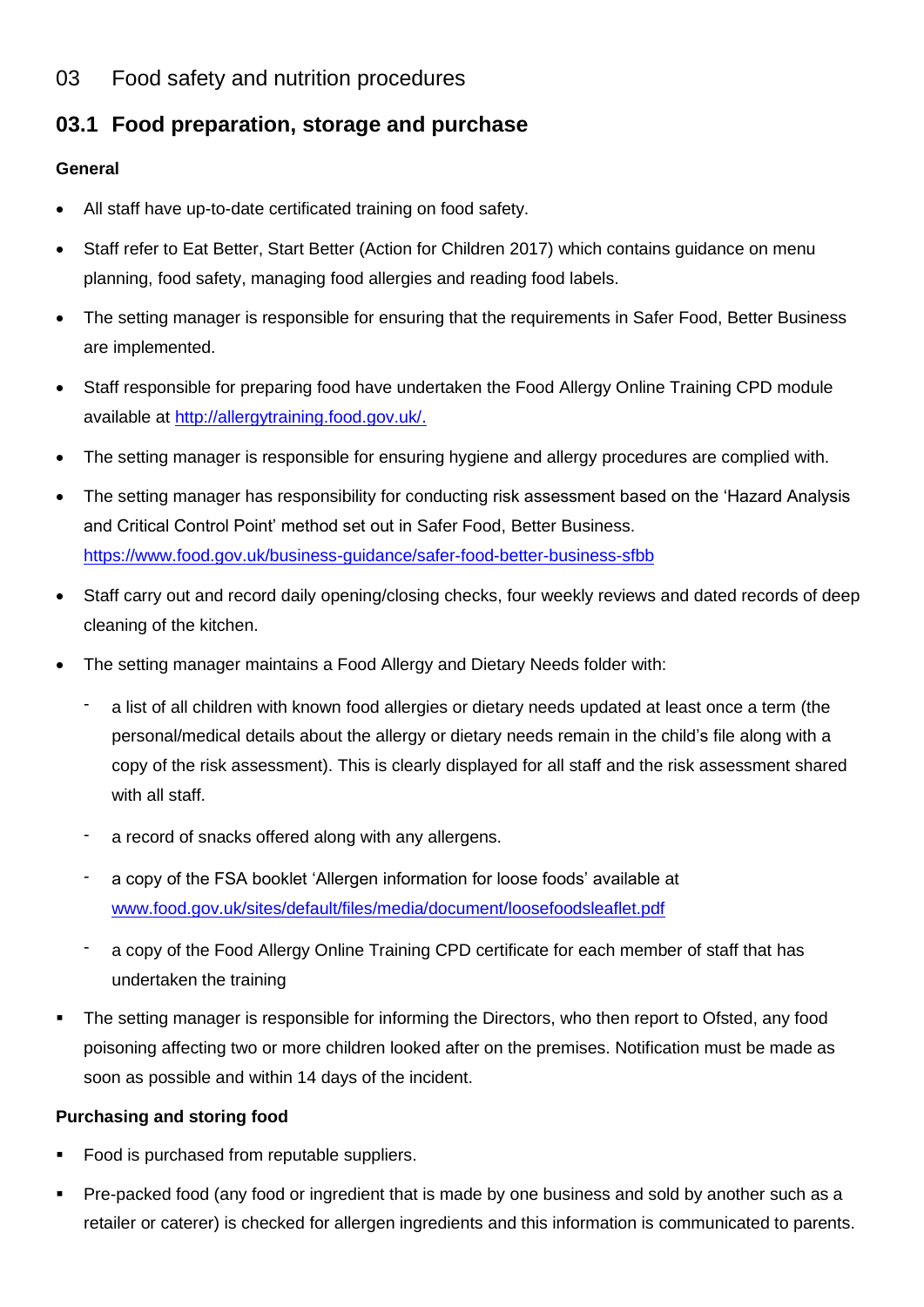# 03 Food safety and nutrition procedures

## 03.1 Food preparation, storage and purchase

### General

- All staff have up-to-date certificated training on food safety.
- Staff refer to Eat Better, Start Better (Action for Children 2017) which contains guidance on menu planning, food safety, managing food allergies and reading food labels.
- The setting manager is responsible for ensuring that the requirements in Safer Food, Better Business are implemented.
- Staff responsible for preparing food have undertaken the Food Allergy Online Training CPD module available at [http://allergytraining.food.gov.uk/.](http://allergytraining.food.gov.uk/)
- The setting manager is responsible for ensuring hygiene and allergy procedures are complied with.
- The setting manager has responsibility for conducting risk assessment based on the 'Hazard Analysis and Critical Control Point' method set out in Safer Food, Better Business. [https://www.food.gov.uk/business-guidance/safer-food-better-business-sfbb](https://www.food.gov.uk/business-guidance/safer-food-better-business-sfbb)
- Staff carry out and record daily opening/closing checks, four weekly reviews and dated records of deep cleaning of the kitchen.
- The setting manager maintains a Food Allergy and Dietary Needs folder with:
  - a list of all children with known food allergies or dietary needs updated at least once a term (the personal/medical details about the allergy or dietary needs remain in the child's file along with a copy of the risk assessment). This is clearly displayed for all staff and the risk assessment shared with all staff.
  - a record of snacks offered along with any allergens.
  - a copy of the FSA booklet 'Allergen information for loose foods' available at [www.food.gov.uk/sites/default/files/media/document/loosefoodsleaflet.pdf](www.food.gov.uk/sites/default/files/media/document/loosefoodsleaflet.pdf)
  - a copy of the Food Allergy Online Training CPD certificate for each member of staff that has undertaken the training
- The setting manager is responsible for informing the Directors, who then report to Ofsted, any food poisoning affecting two or more children looked after on the premises. Notification must be made as soon as possible and within 14 days of the incident.

### Purchasing and storing food

- Food is purchased from reputable suppliers.
- Pre-packed food (any food or ingredient that is made by one business and sold by another such as a retailer or caterer) is checked for allergen ingredients and this information is communicated to parents.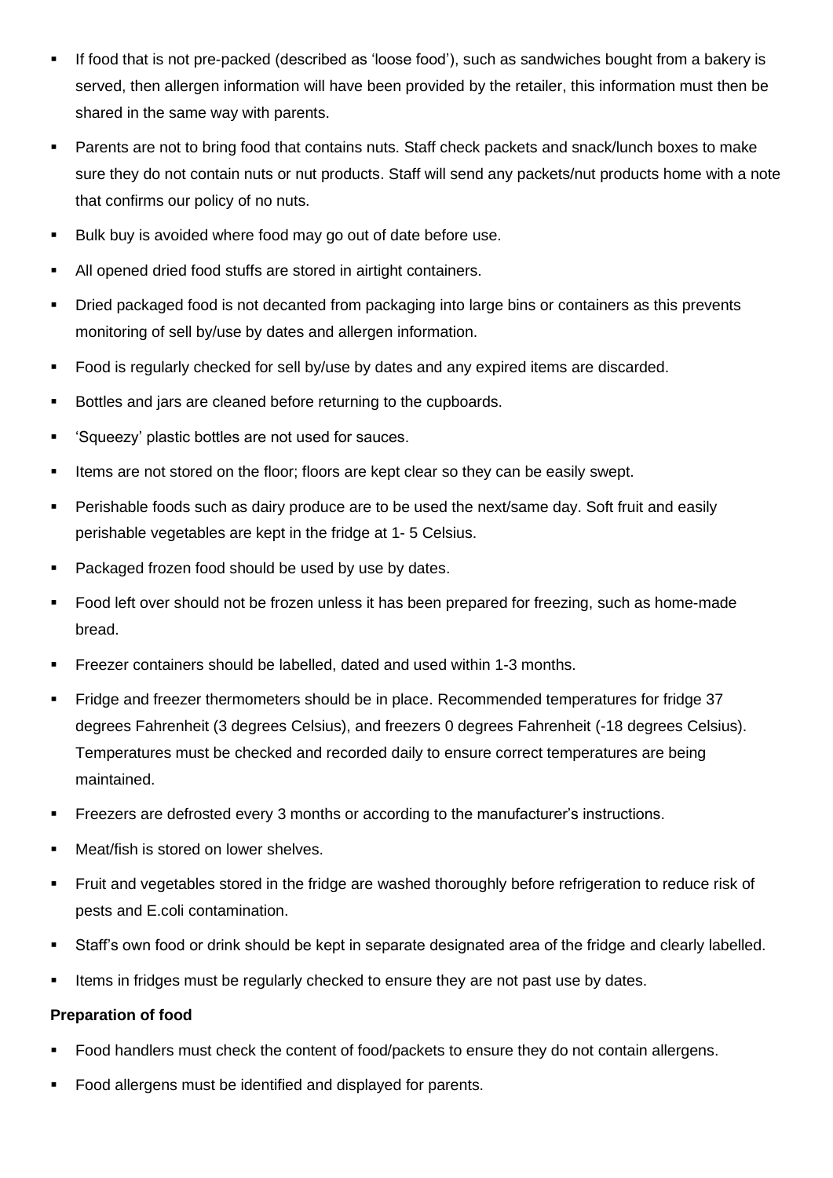- If food that is not pre-packed (described as 'loose food'), such as sandwiches bought from a bakery is served, then allergen information will have been provided by the retailer, this information must then be shared in the same way with parents.
- Parents are not to bring food that contains nuts. Staff check packets and snack/lunch boxes to make sure they do not contain nuts or nut products. Staff will send any packets/nut products home with a note that confirms our policy of no nuts.
- Bulk buy is avoided where food may go out of date before use.
- All opened dried food stuffs are stored in airtight containers.
- Dried packaged food is not decanted from packaging into large bins or containers as this prevents monitoring of sell by/use by dates and allergen information.
- Food is regularly checked for sell by/use by dates and any expired items are discarded.
- Bottles and jars are cleaned before returning to the cupboards.
- 'Squeezy' plastic bottles are not used for sauces.
- Items are not stored on the floor; floors are kept clear so they can be easily swept.
- Perishable foods such as dairy produce are to be used the next/same day. Soft fruit and easily perishable vegetables are kept in the fridge at 1- 5 Celsius.
- Packaged frozen food should be used by use by dates.
- Food left over should not be frozen unless it has been prepared for freezing, such as home-made bread.
- Freezer containers should be labelled, dated and used within 1-3 months.
- Fridge and freezer thermometers should be in place. Recommended temperatures for fridge 37 degrees Fahrenheit (3 degrees Celsius), and freezers 0 degrees Fahrenheit (-18 degrees Celsius). Temperatures must be checked and recorded daily to ensure correct temperatures are being maintained.
- Freezers are defrosted every 3 months or according to the manufacturer's instructions.
- Meat/fish is stored on lower shelves.
- Fruit and vegetables stored in the fridge are washed thoroughly before refrigeration to reduce risk of pests and E.coli contamination.
- Staff's own food or drink should be kept in separate designated area of the fridge and clearly labelled.
- Items in fridges must be regularly checked to ensure they are not past use by dates.

**Preparation of food**

- Food handlers must check the content of food/packets to ensure they do not contain allergens.
- Food allergens must be identified and displayed for parents.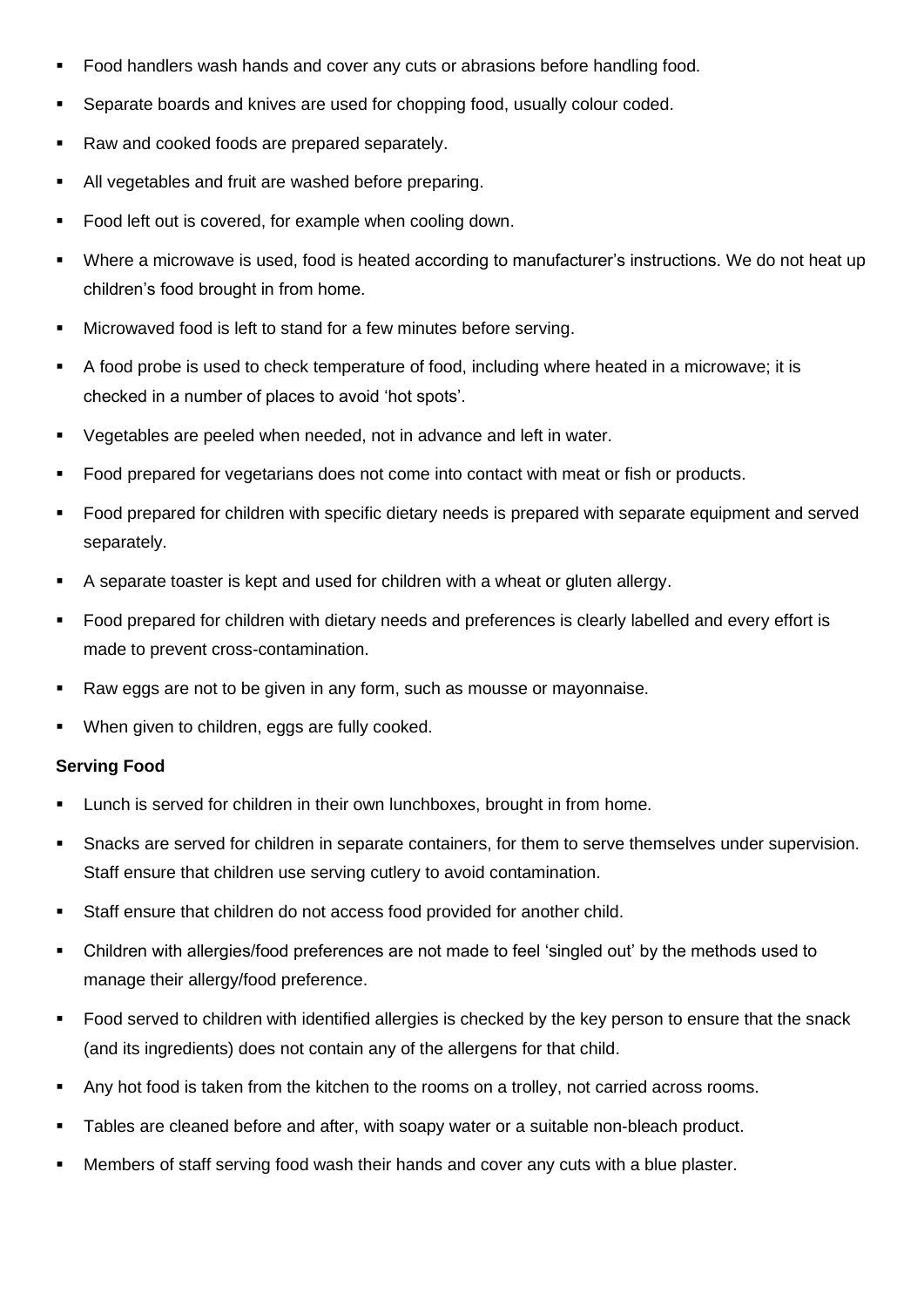- Food handlers wash hands and cover any cuts or abrasions before handling food.
- Separate boards and knives are used for chopping food, usually colour coded.
- Raw and cooked foods are prepared separately.
- All vegetables and fruit are washed before preparing.
- Food left out is covered, for example when cooling down.
- Where a microwave is used, food is heated according to manufacturer's instructions. We do not heat up children's food brought in from home.
- Microwaved food is left to stand for a few minutes before serving.
- A food probe is used to check temperature of food, including where heated in a microwave; it is checked in a number of places to avoid 'hot spots'.
- Vegetables are peeled when needed, not in advance and left in water.
- Food prepared for vegetarians does not come into contact with meat or fish or products.
- Food prepared for children with specific dietary needs is prepared with separate equipment and served separately.
- A separate toaster is kept and used for children with a wheat or gluten allergy.
- Food prepared for children with dietary needs and preferences is clearly labelled and every effort is made to prevent cross-contamination.
- Raw eggs are not to be given in any form, such as mousse or mayonnaise.
- When given to children, eggs are fully cooked.

**Serving Food**

- Lunch is served for children in their own lunchboxes, brought in from home.
- Snacks are served for children in separate containers, for them to serve themselves under supervision. Staff ensure that children use serving cutlery to avoid contamination.
- Staff ensure that children do not access food provided for another child.
- Children with allergies/food preferences are not made to feel 'singled out' by the methods used to manage their allergy/food preference.
- Food served to children with identified allergies is checked by the key person to ensure that the snack (and its ingredients) does not contain any of the allergens for that child.
- Any hot food is taken from the kitchen to the rooms on a trolley, not carried across rooms.
- Tables are cleaned before and after, with soapy water or a suitable non-bleach product.
- Members of staff serving food wash their hands and cover any cuts with a blue plaster.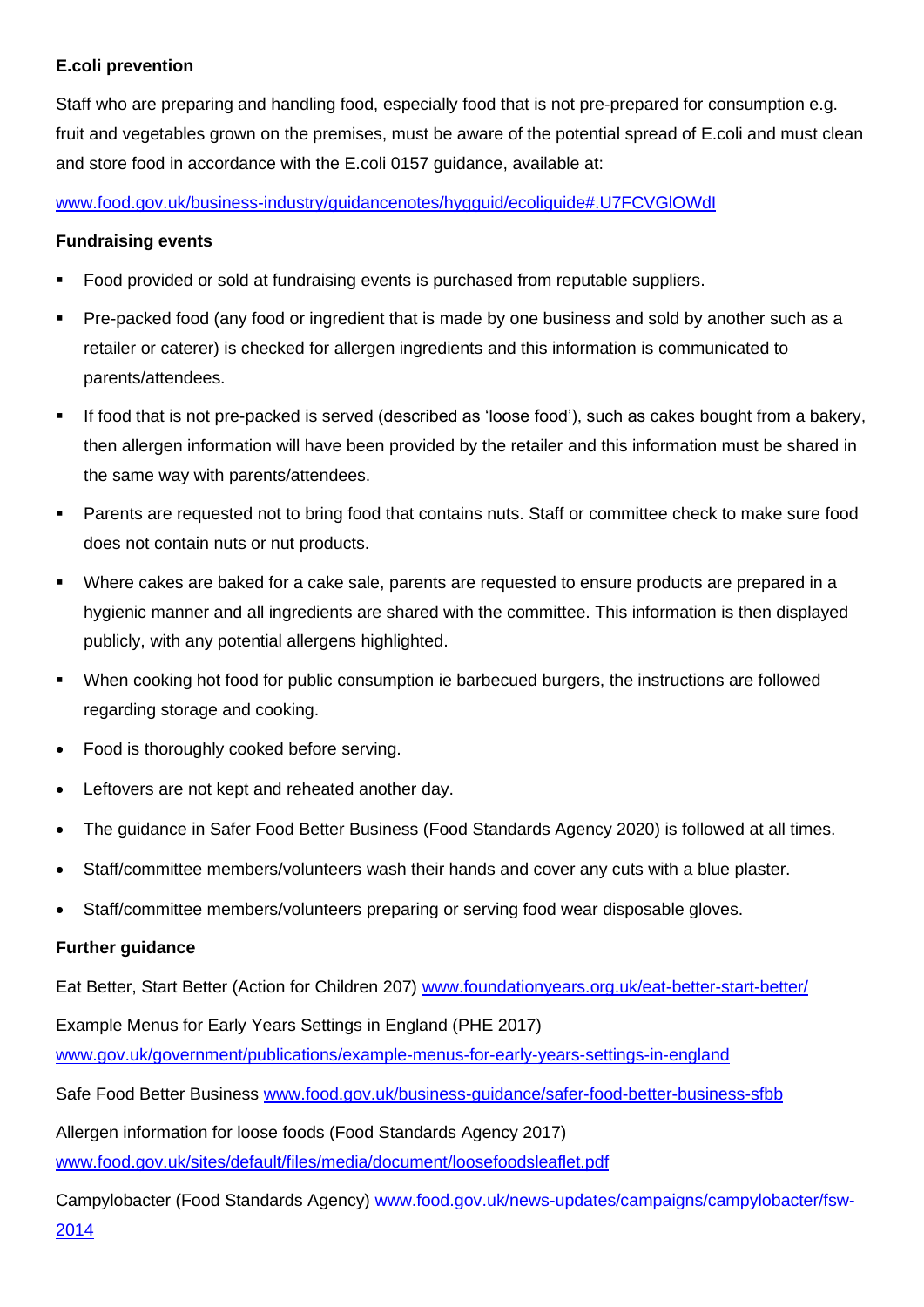**E.coli prevention**

Staff who are preparing and handling food, especially food that is not pre-prepared for consumption e.g. fruit and vegetables grown on the premises, must be aware of the potential spread of E.coli and must clean and store food in accordance with the E.coli 0157 guidance, available at:

[www.food.gov.uk/business-industry/guidancenotes/hygguid/ecoliguide#.U7FCVGlOWdI](www.food.gov.uk/business-industry/guidancenotes/hygguid/ecoliguide#.U7FCVGlOWdI)

**Fundraising events**

- Food provided or sold at fundraising events is purchased from reputable suppliers.
- Pre-packed food (any food or ingredient that is made by one business and sold by another such as a retailer or caterer) is checked for allergen ingredients and this information is communicated to parents/attendees.
- If food that is not pre-packed is served (described as 'loose food'), such as cakes bought from a bakery, then allergen information will have been provided by the retailer and this information must be shared in the same way with parents/attendees.
- Parents are requested not to bring food that contains nuts. Staff or committee check to make sure food does not contain nuts or nut products.
- Where cakes are baked for a cake sale, parents are requested to ensure products are prepared in a hygienic manner and all ingredients are shared with the committee. This information is then displayed publicly, with any potential allergens highlighted.
- When cooking hot food for public consumption ie barbecued burgers, the instructions are followed regarding storage and cooking.
- Food is thoroughly cooked before serving.
- Leftovers are not kept and reheated another day.
- The guidance in Safer Food Better Business (Food Standards Agency 2020) is followed at all times.
- Staff/committee members/volunteers wash their hands and cover any cuts with a blue plaster.
- Staff/committee members/volunteers preparing or serving food wear disposable gloves.

**Further guidance**

Eat Better, Start Better (Action for Children 207) [www.foundationyears.org.uk/eat-better-start-better/](www.foundationyears.org.uk/eat-better-start-better/)

Example Menus for Early Years Settings in England (PHE 2017)
[www.gov.uk/government/publications/example-menus-for-early-years-settings-in-england](www.gov.uk/government/publications/example-menus-for-early-years-settings-in-england)

Safe Food Better Business [www.food.gov.uk/business-guidance/safer-food-better-business-sfbb](www.food.gov.uk/business-guidance/safer-food-better-business-sfbb)

Allergen information for loose foods (Food Standards Agency 2017)
[www.food.gov.uk/sites/default/files/media/document/loosefoodsleaflet.pdf](www.food.gov.uk/sites/default/files/media/document/loosefoodsleaflet.pdf)

Campylobacter (Food Standards Agency) [www.food.gov.uk/news-updates/campaigns/campylobacter/fsw-2014](www.food.gov.uk/news-updates/campaigns/campylobacter/fsw-2014)